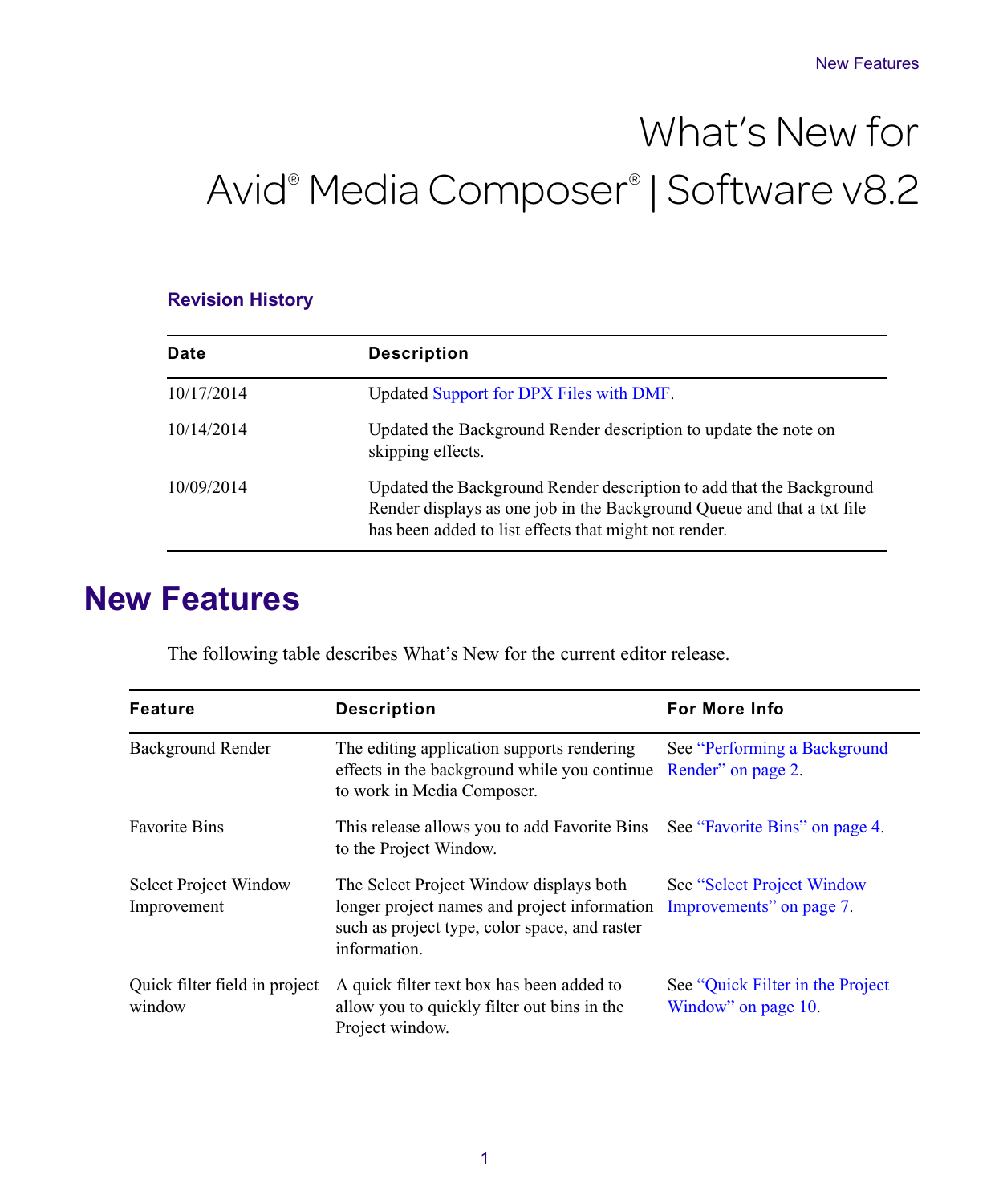# What's New for Avid® Media Composer® | Software v8.2

### Revision History

| Date | Description |
| --- | --- |
| 10/17/2014 | Updated Support for DPX Files with DMF. |
| 10/14/2014 | Updated the Background Render description to update the note on skipping effects. |
| 10/09/2014 | Updated the Background Render description to add that the Background Render displays as one job in the Background Queue and that a txt file has been added to list effects that might not render. |

# New Features

The following table describes What's New for the current editor release.

| Feature | Description | For More Info |
| --- | --- | --- |
| Background Render | The editing application supports rendering effects in the background while you continue to work in Media Composer. | See "Performing a Background Render" on page 2. |
| Favorite Bins | This release allows you to add Favorite Bins to the Project Window. | See "Favorite Bins" on page 4. |
| Select Project Window Improvement | The Select Project Window displays both longer project names and project information such as project type, color space, and raster information. | See "Select Project Window Improvements" on page 7. |
| Quick filter field in project window | A quick filter text box has been added to allow you to quickly filter out bins in the Project window. | See "Quick Filter in the Project Window" on page 10. |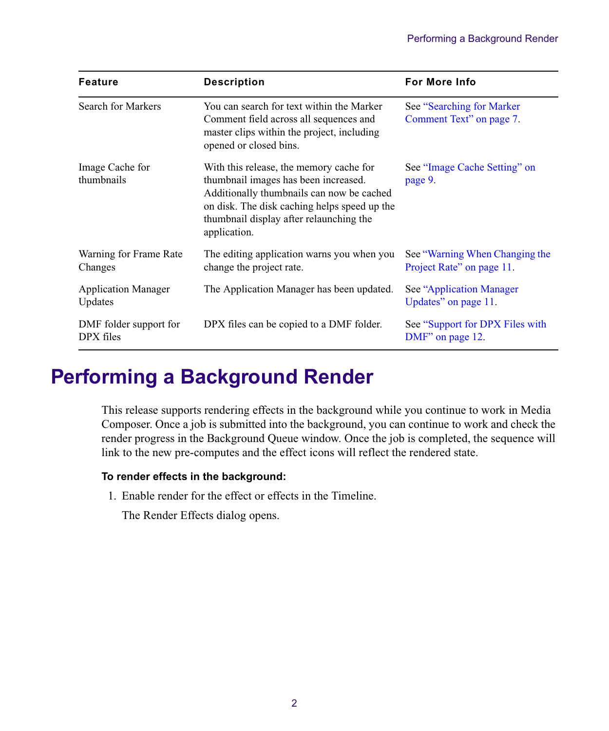| Feature | Description | For More Info |
|---|---|---|
| Search for Markers | You can search for text within the Marker Comment field across all sequences and master clips within the project, including opened or closed bins. | See "Searching for Marker Comment Text" on page 7. |
| Image Cache for thumbnails | With this release, the memory cache for thumbnail images has been increased. Additionally thumbnails can now be cached on disk. The disk caching helps speed up the thumbnail display after relaunching the application. | See "Image Cache Setting" on page 9. |
| Warning for Frame Rate Changes | The editing application warns you when you change the project rate. | See "Warning When Changing the Project Rate" on page 11. |
| Application Manager Updates | The Application Manager has been updated. | See "Application Manager Updates" on page 11. |
| DMF folder support for DPX files | DPX files can be copied to a DMF folder. | See "Support for DPX Files with DMF" on page 12. |

# Performing a Background Render

This release supports rendering effects in the background while you continue to work in Media Composer. Once a job is submitted into the background, you can continue to work and check the render progress in the Background Queue window. Once the job is completed, the sequence will link to the new pre-computes and the effect icons will reflect the rendered state.

**To render effects in the background:**

1. Enable render for the effect or effects in the Timeline.

   The Render Effects dialog opens.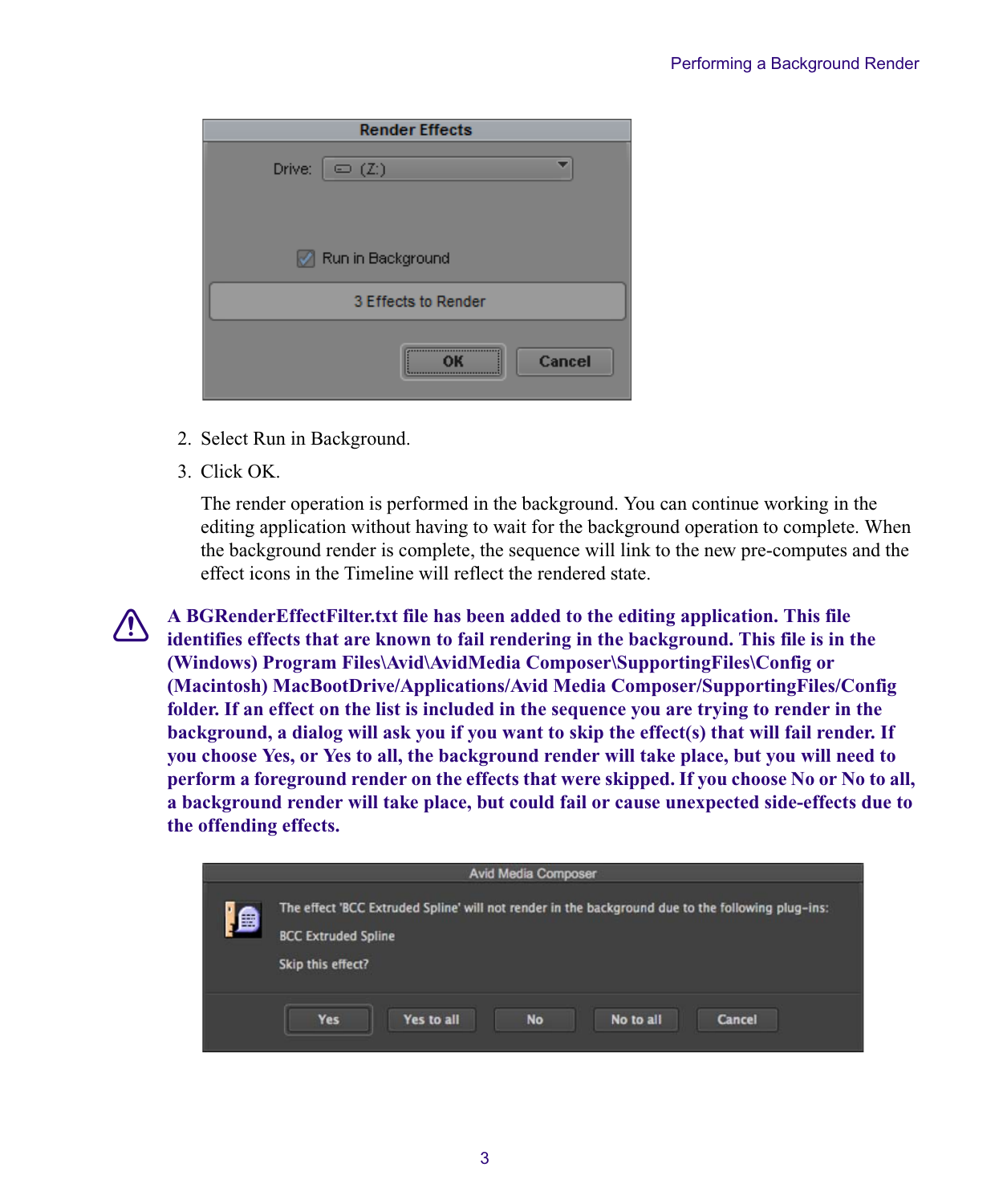2. Select Run in Background.
3. Click OK.

   The render operation is performed in the background. You can continue working in the editing application without having to wait for the background operation to complete. When the background render is complete, the sequence will link to the new pre-computes and the effect icons in the Timeline will reflect the rendered state.

**A BGRenderEffectFilter.txt file has been added to the editing application. This file identifies effects that are known to fail rendering in the background. This file is in the (Windows) Program Files\Avid\AvidMedia Composer\SupportingFiles\Config or (Macintosh) MacBootDrive/Applications/Avid Media Composer/SupportingFiles/Config folder. If an effect on the list is included in the sequence you are trying to render in the background, a dialog will ask you if you want to skip the effect(s) that will fail render. If you choose Yes, or Yes to all, the background render will take place, but you will need to perform a foreground render on the effects that were skipped. If you choose No or No to all, a background render will take place, but could fail or cause unexpected side-effects due to the offending effects.**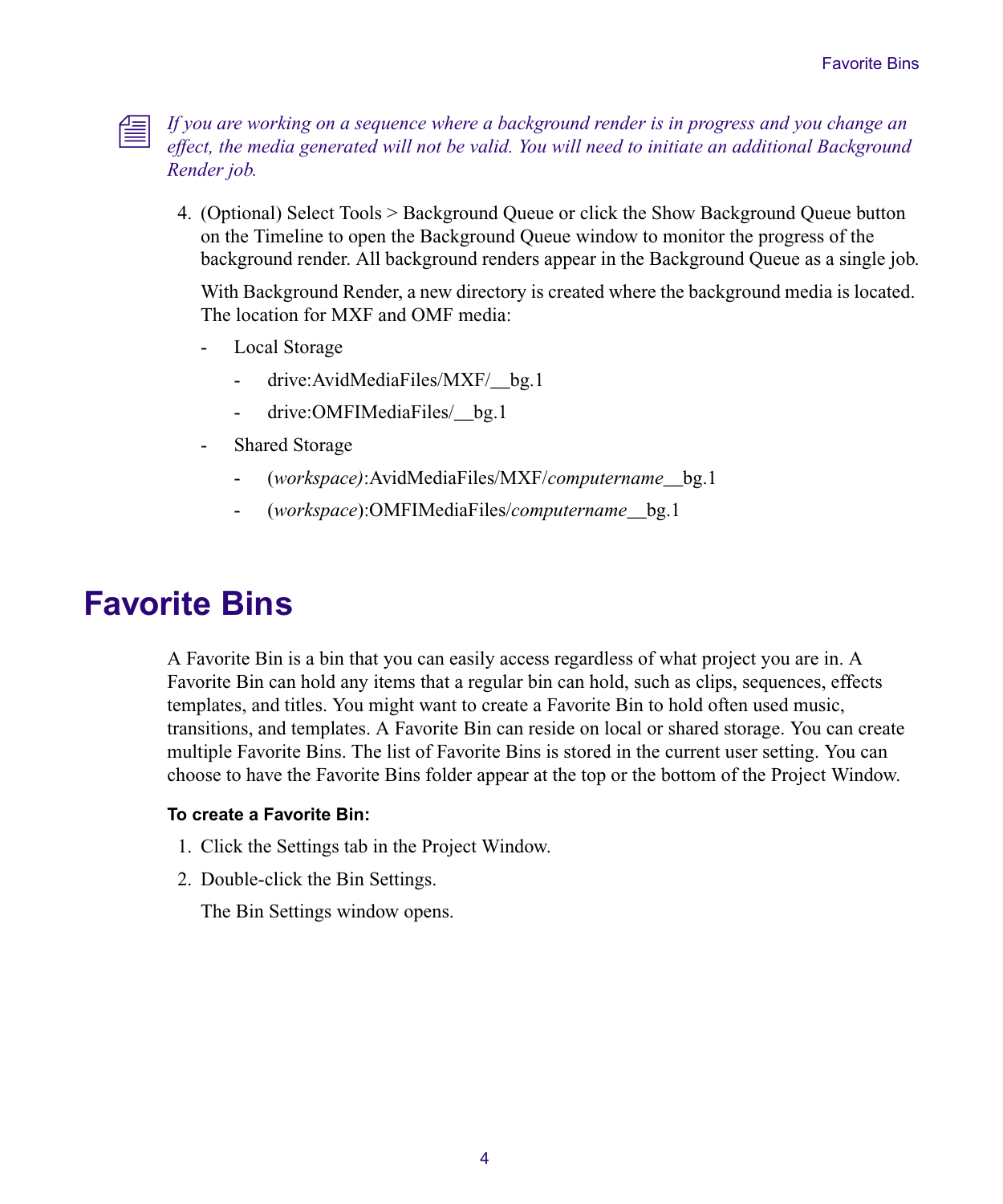*If you are working on a sequence where a background render is in progress and you change an effect, the media generated will not be valid. You will need to initiate an additional Background Render job.*

4. (Optional) Select Tools > Background Queue or click the Show Background Queue button on the Timeline to open the Background Queue window to monitor the progress of the background render. All background renders appear in the Background Queue as a single job.

   With Background Render, a new directory is created where the background media is located. The location for MXF and OMF media:

   - Local Storage
     - drive:AvidMediaFiles/MXF/__bg.1
     - drive:OMFIMediaFiles/__bg.1
   - Shared Storage
     - (*workspace)*:AvidMediaFiles/MXF/*computername*__bg.1
     - (*workspace*):OMFIMediaFiles/*computername*__bg.1

# Favorite Bins

A Favorite Bin is a bin that you can easily access regardless of what project you are in. A Favorite Bin can hold any items that a regular bin can hold, such as clips, sequences, effects templates, and titles. You might want to create a Favorite Bin to hold often used music, transitions, and templates. A Favorite Bin can reside on local or shared storage. You can create multiple Favorite Bins. The list of Favorite Bins is stored in the current user setting. You can choose to have the Favorite Bins folder appear at the top or the bottom of the Project Window.

**To create a Favorite Bin:**

1. Click the Settings tab in the Project Window.
2. Double-click the Bin Settings.

   The Bin Settings window opens.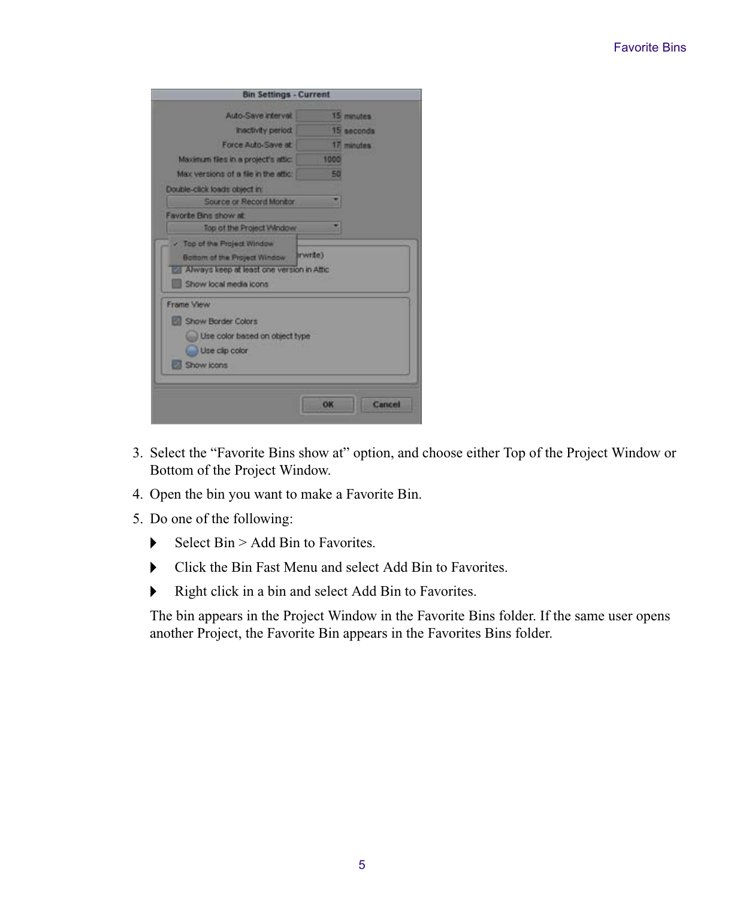3. Select the “Favorite Bins show at” option, and choose either Top of the Project Window or Bottom of the Project Window.
4. Open the bin you want to make a Favorite Bin.
5. Do one of the following:
   - Select Bin > Add Bin to Favorites.
   - Click the Bin Fast Menu and select Add Bin to Favorites.
   - Right click in a bin and select Add Bin to Favorites.

   The bin appears in the Project Window in the Favorite Bins folder. If the same user opens another Project, the Favorite Bin appears in the Favorites Bins folder.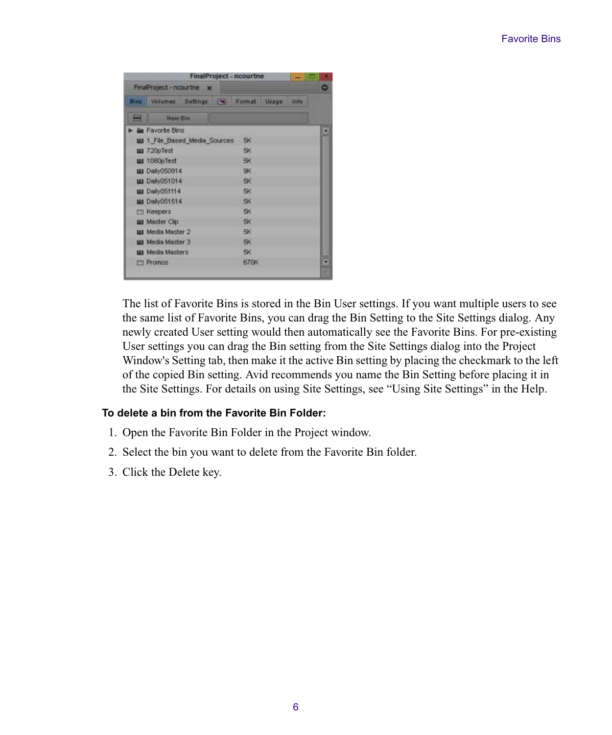The list of Favorite Bins is stored in the Bin User settings. If you want multiple users to see the same list of Favorite Bins, you can drag the Bin Setting to the Site Settings dialog. Any newly created User setting would then automatically see the Favorite Bins. For pre-existing User settings you can drag the Bin setting from the Site Settings dialog into the Project Window's Setting tab, then make it the active Bin setting by placing the checkmark to the left of the copied Bin setting. Avid recommends you name the Bin Setting before placing it in the Site Settings. For details on using Site Settings, see "Using Site Settings" in the Help.

**To delete a bin from the Favorite Bin Folder:**

1. Open the Favorite Bin Folder in the Project window.
2. Select the bin you want to delete from the Favorite Bin folder.
3. Click the Delete key.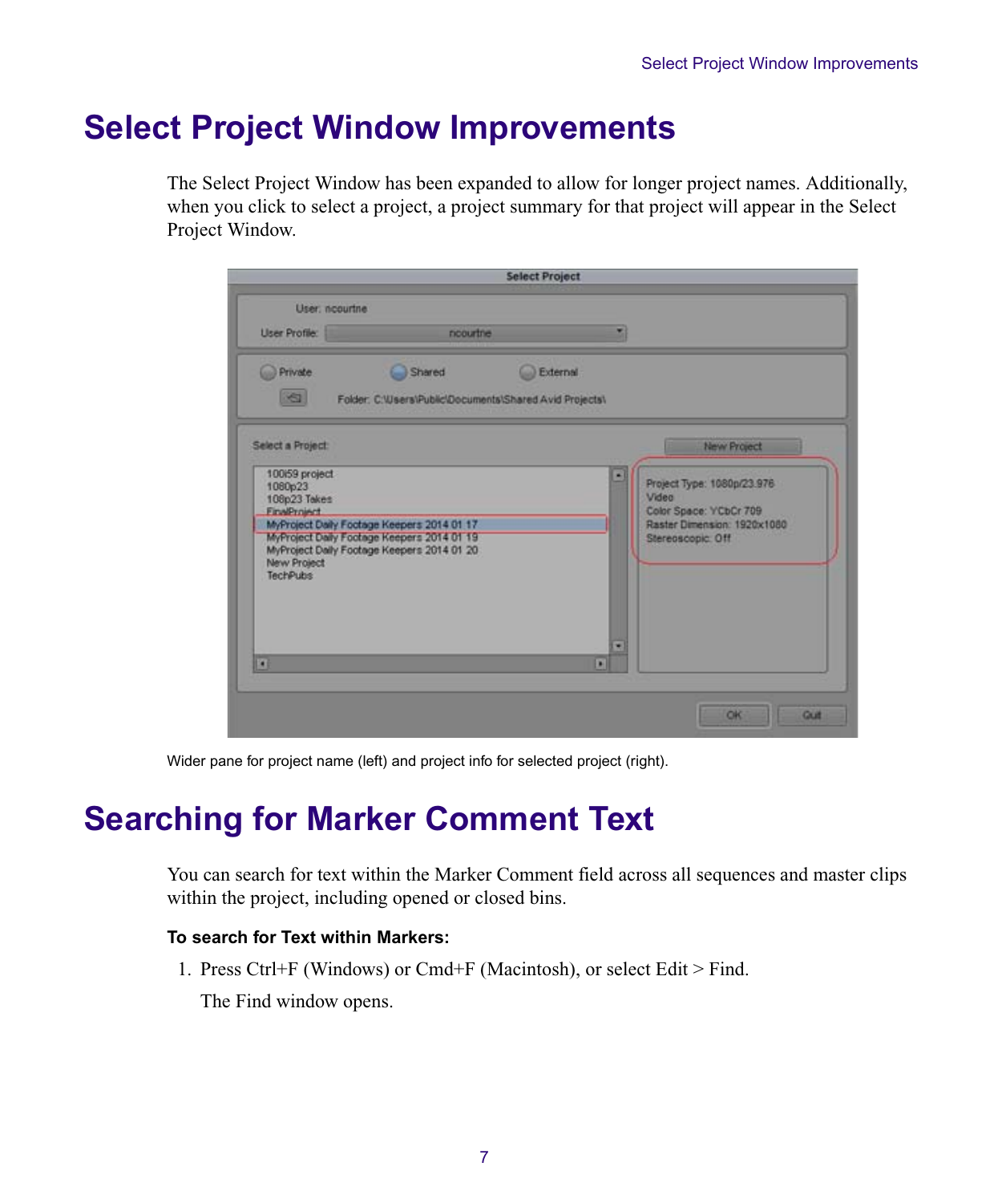# Select Project Window Improvements

The Select Project Window has been expanded to allow for longer project names. Additionally, when you click to select a project, a project summary for that project will appear in the Select Project Window.

Wider pane for project name (left) and project info for selected project (right).

# Searching for Marker Comment Text

You can search for text within the Marker Comment field across all sequences and master clips within the project, including opened or closed bins.

**To search for Text within Markers:**

1. Press Ctrl+F (Windows) or Cmd+F (Macintosh), or select Edit > Find.

   The Find window opens.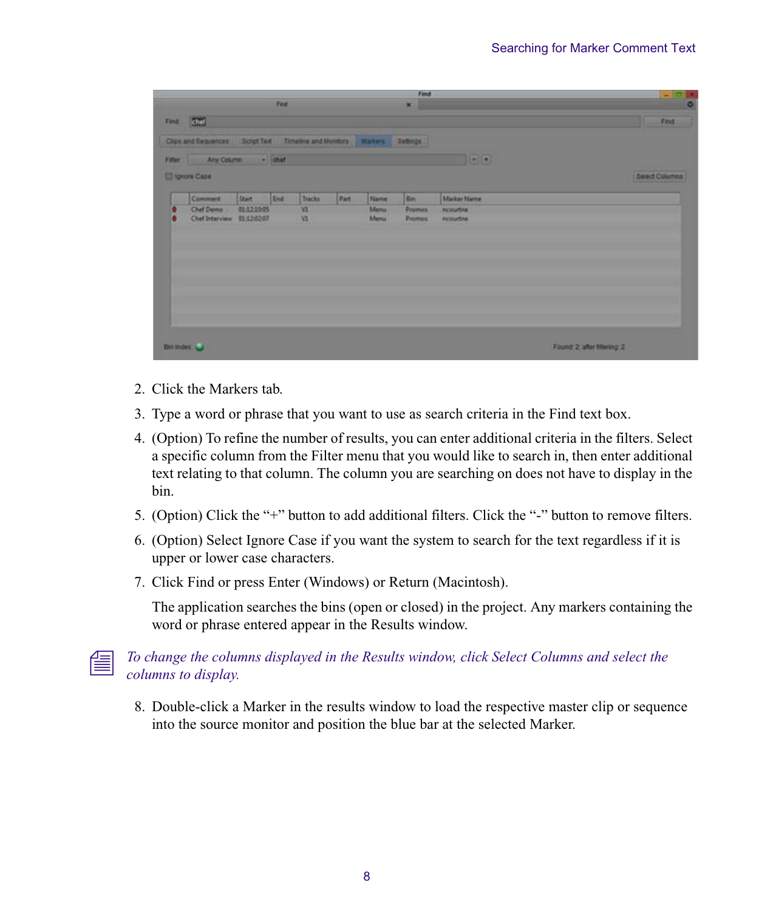2. Click the Markers tab.
3. Type a word or phrase that you want to use as search criteria in the Find text box.
4. (Option) To refine the number of results, you can enter additional criteria in the filters. Select a specific column from the Filter menu that you would like to search in, then enter additional text relating to that column. The column you are searching on does not have to display in the bin.
5. (Option) Click the "+" button to add additional filters. Click the "-" button to remove filters.
6. (Option) Select Ignore Case if you want the system to search for the text regardless if it is upper or lower case characters.
7. Click Find or press Enter (Windows) or Return (Macintosh).

   The application searches the bins (open or closed) in the project. Any markers containing the word or phrase entered appear in the Results window.

*To change the columns displayed in the Results window, click Select Columns and select the columns to display.*

8. Double-click a Marker in the results window to load the respective master clip or sequence into the source monitor and position the blue bar at the selected Marker.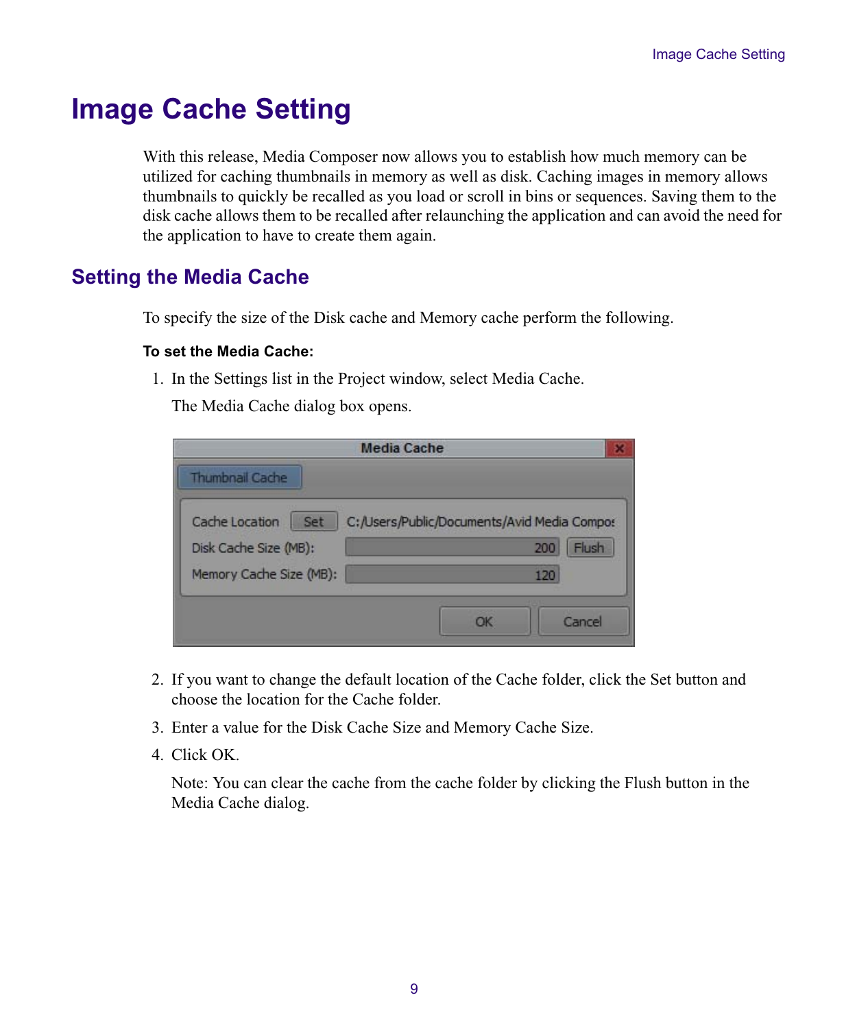# Image Cache Setting

With this release, Media Composer now allows you to establish how much memory can be utilized for caching thumbnails in memory as well as disk. Caching images in memory allows thumbnails to quickly be recalled as you load or scroll in bins or sequences. Saving them to the disk cache allows them to be recalled after relaunching the application and can avoid the need for the application to have to create them again.

## Setting the Media Cache

To specify the size of the Disk cache and Memory cache perform the following.

**To set the Media Cache:**

1. In the Settings list in the Project window, select Media Cache.

   The Media Cache dialog box opens.

2. If you want to change the default location of the Cache folder, click the Set button and choose the location for the Cache folder.
3. Enter a value for the Disk Cache Size and Memory Cache Size.
4. Click OK.

   Note: You can clear the cache from the cache folder by clicking the Flush button in the Media Cache dialog.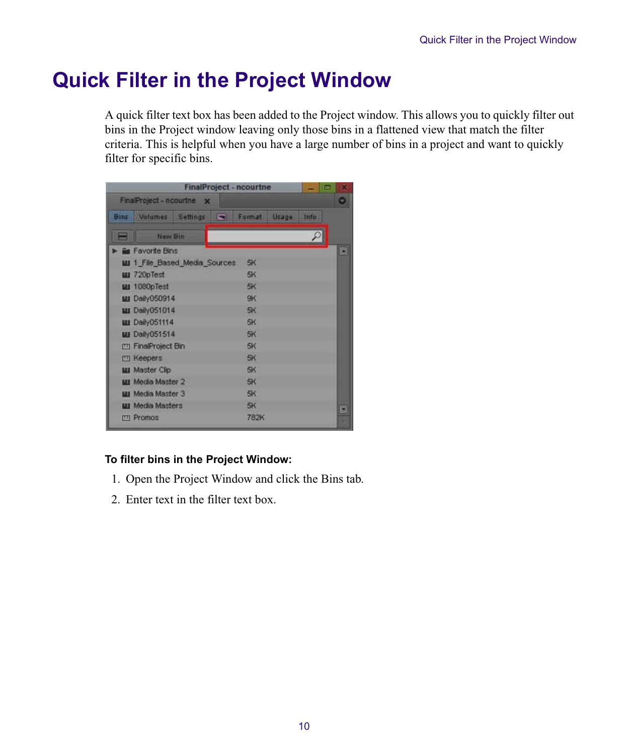# Quick Filter in the Project Window

A quick filter text box has been added to the Project window. This allows you to quickly filter out bins in the Project window leaving only those bins in a flattened view that match the filter criteria. This is helpful when you have a large number of bins in a project and want to quickly filter for specific bins.

**To filter bins in the Project Window:**

1. Open the Project Window and click the Bins tab.
2. Enter text in the filter text box.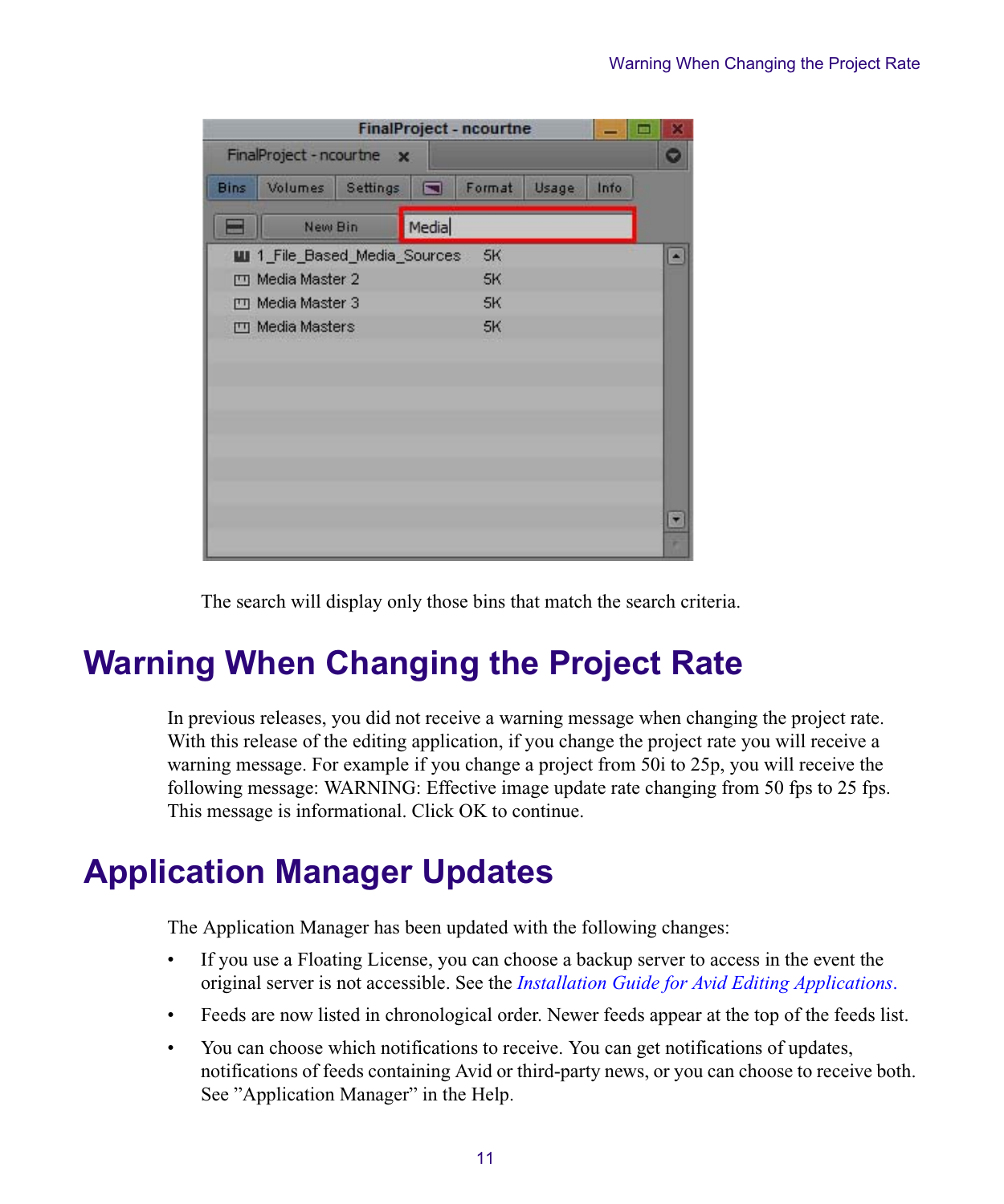The search will display only those bins that match the search criteria.

# Warning When Changing the Project Rate

In previous releases, you did not receive a warning message when changing the project rate. With this release of the editing application, if you change the project rate you will receive a warning message. For example if you change a project from 50i to 25p, you will receive the following message: WARNING: Effective image update rate changing from 50 fps to 25 fps. This message is informational. Click OK to continue.

# Application Manager Updates

The Application Manager has been updated with the following changes:

- If you use a Floating License, you can choose a backup server to access in the event the original server is not accessible. See the *Installation Guide for Avid Editing Applications*.
- Feeds are now listed in chronological order. Newer feeds appear at the top of the feeds list.
- You can choose which notifications to receive. You can get notifications of updates, notifications of feeds containing Avid or third-party news, or you can choose to receive both. See "Application Manager" in the Help.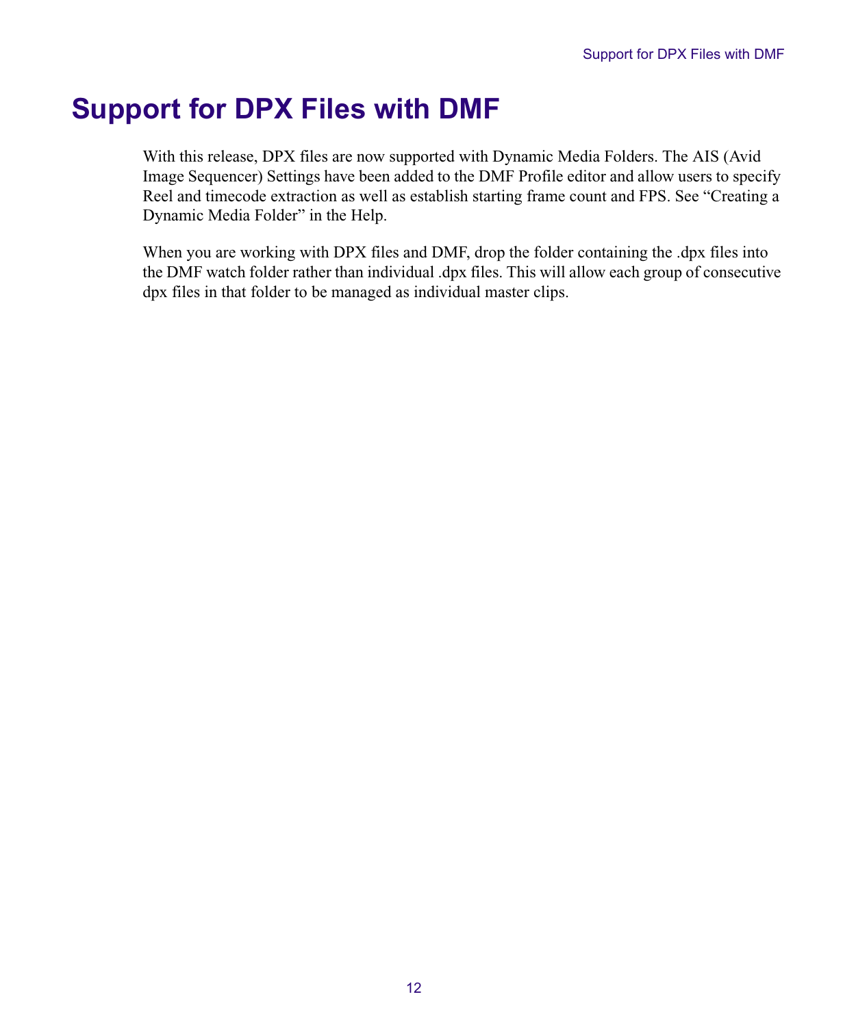# Support for DPX Files with DMF

With this release, DPX files are now supported with Dynamic Media Folders. The AIS (Avid Image Sequencer) Settings have been added to the DMF Profile editor and allow users to specify Reel and timecode extraction as well as establish starting frame count and FPS. See "Creating a Dynamic Media Folder" in the Help.

When you are working with DPX files and DMF, drop the folder containing the .dpx files into the DMF watch folder rather than individual .dpx files. This will allow each group of consecutive dpx files in that folder to be managed as individual master clips.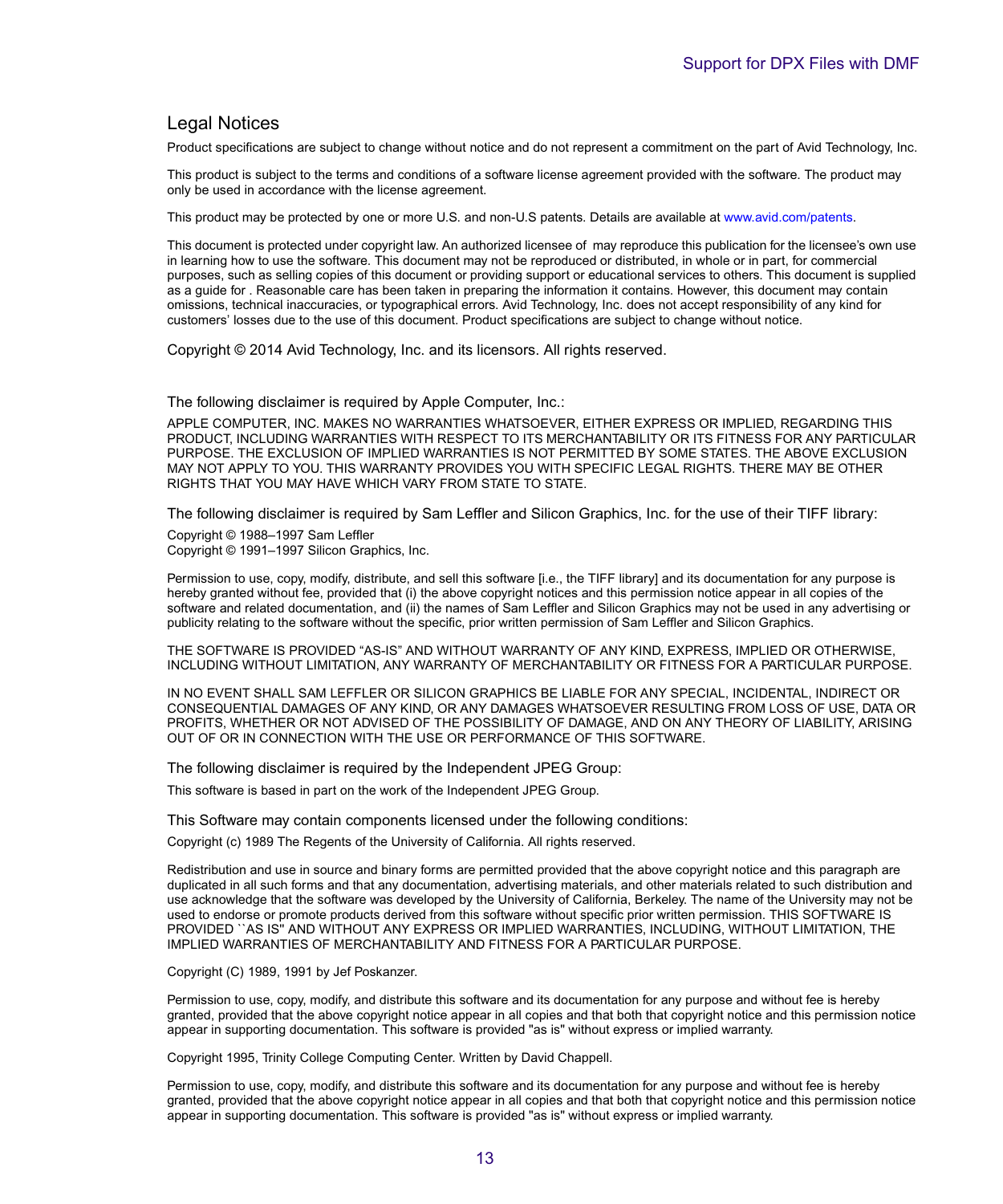## Legal Notices

Product specifications are subject to change without notice and do not represent a commitment on the part of Avid Technology, Inc.

This product is subject to the terms and conditions of a software license agreement provided with the software. The product may only be used in accordance with the license agreement.

This product may be protected by one or more U.S. and non-U.S patents. Details are available at www.avid.com/patents.

This document is protected under copyright law. An authorized licensee of  may reproduce this publication for the licensee's own use in learning how to use the software. This document may not be reproduced or distributed, in whole or in part, for commercial purposes, such as selling copies of this document or providing support or educational services to others. This document is supplied as a guide for . Reasonable care has been taken in preparing the information it contains. However, this document may contain omissions, technical inaccuracies, or typographical errors. Avid Technology, Inc. does not accept responsibility of any kind for customers' losses due to the use of this document. Product specifications are subject to change without notice.

Copyright © 2014 Avid Technology, Inc. and its licensors. All rights reserved.

The following disclaimer is required by Apple Computer, Inc.:

APPLE COMPUTER, INC. MAKES NO WARRANTIES WHATSOEVER, EITHER EXPRESS OR IMPLIED, REGARDING THIS PRODUCT, INCLUDING WARRANTIES WITH RESPECT TO ITS MERCHANTABILITY OR ITS FITNESS FOR ANY PARTICULAR PURPOSE. THE EXCLUSION OF IMPLIED WARRANTIES IS NOT PERMITTED BY SOME STATES. THE ABOVE EXCLUSION MAY NOT APPLY TO YOU. THIS WARRANTY PROVIDES YOU WITH SPECIFIC LEGAL RIGHTS. THERE MAY BE OTHER RIGHTS THAT YOU MAY HAVE WHICH VARY FROM STATE TO STATE.

The following disclaimer is required by Sam Leffler and Silicon Graphics, Inc. for the use of their TIFF library:

Copyright © 1988–1997 Sam Leffler
Copyright © 1991–1997 Silicon Graphics, Inc.

Permission to use, copy, modify, distribute, and sell this software [i.e., the TIFF library] and its documentation for any purpose is hereby granted without fee, provided that (i) the above copyright notices and this permission notice appear in all copies of the software and related documentation, and (ii) the names of Sam Leffler and Silicon Graphics may not be used in any advertising or publicity relating to the software without the specific, prior written permission of Sam Leffler and Silicon Graphics.

THE SOFTWARE IS PROVIDED "AS-IS" AND WITHOUT WARRANTY OF ANY KIND, EXPRESS, IMPLIED OR OTHERWISE, INCLUDING WITHOUT LIMITATION, ANY WARRANTY OF MERCHANTABILITY OR FITNESS FOR A PARTICULAR PURPOSE.

IN NO EVENT SHALL SAM LEFFLER OR SILICON GRAPHICS BE LIABLE FOR ANY SPECIAL, INCIDENTAL, INDIRECT OR CONSEQUENTIAL DAMAGES OF ANY KIND, OR ANY DAMAGES WHATSOEVER RESULTING FROM LOSS OF USE, DATA OR PROFITS, WHETHER OR NOT ADVISED OF THE POSSIBILITY OF DAMAGE, AND ON ANY THEORY OF LIABILITY, ARISING OUT OF OR IN CONNECTION WITH THE USE OR PERFORMANCE OF THIS SOFTWARE.

The following disclaimer is required by the Independent JPEG Group:

This software is based in part on the work of the Independent JPEG Group.

This Software may contain components licensed under the following conditions:

Copyright (c) 1989 The Regents of the University of California. All rights reserved.

Redistribution and use in source and binary forms are permitted provided that the above copyright notice and this paragraph are duplicated in all such forms and that any documentation, advertising materials, and other materials related to such distribution and use acknowledge that the software was developed by the University of California, Berkeley. The name of the University may not be used to endorse or promote products derived from this software without specific prior written permission. THIS SOFTWARE IS PROVIDED ``AS IS'' AND WITHOUT ANY EXPRESS OR IMPLIED WARRANTIES, INCLUDING, WITHOUT LIMITATION, THE IMPLIED WARRANTIES OF MERCHANTABILITY AND FITNESS FOR A PARTICULAR PURPOSE.

Copyright (C) 1989, 1991 by Jef Poskanzer.

Permission to use, copy, modify, and distribute this software and its documentation for any purpose and without fee is hereby granted, provided that the above copyright notice appear in all copies and that both that copyright notice and this permission notice appear in supporting documentation. This software is provided "as is" without express or implied warranty.

Copyright 1995, Trinity College Computing Center. Written by David Chappell.

Permission to use, copy, modify, and distribute this software and its documentation for any purpose and without fee is hereby granted, provided that the above copyright notice appear in all copies and that both that copyright notice and this permission notice appear in supporting documentation. This software is provided "as is" without express or implied warranty.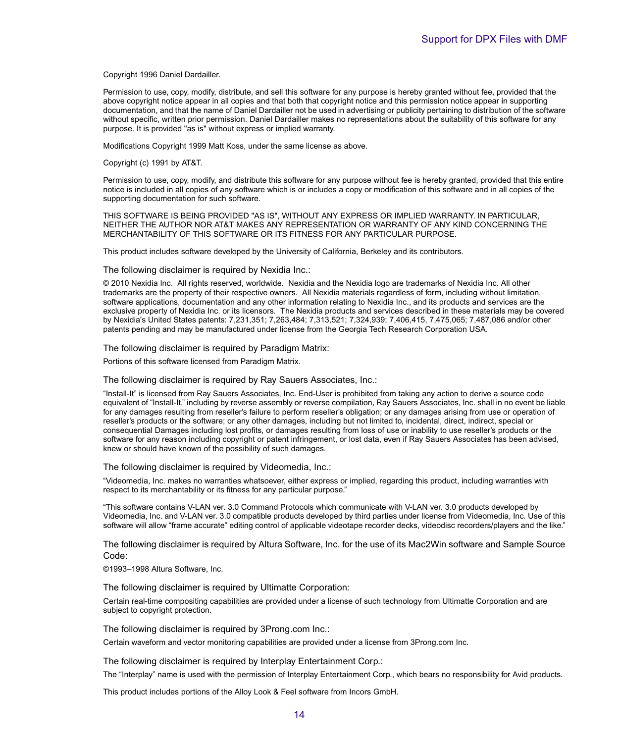Copyright 1996 Daniel Dardailler.

Permission to use, copy, modify, distribute, and sell this software for any purpose is hereby granted without fee, provided that the above copyright notice appear in all copies and that both that copyright notice and this permission notice appear in supporting documentation, and that the name of Daniel Dardailler not be used in advertising or publicity pertaining to distribution of the software without specific, written prior permission. Daniel Dardailler makes no representations about the suitability of this software for any purpose. It is provided "as is" without express or implied warranty.

Modifications Copyright 1999 Matt Koss, under the same license as above.

Copyright (c) 1991 by AT&T.

Permission to use, copy, modify, and distribute this software for any purpose without fee is hereby granted, provided that this entire notice is included in all copies of any software which is or includes a copy or modification of this software and in all copies of the supporting documentation for such software.

THIS SOFTWARE IS BEING PROVIDED "AS IS", WITHOUT ANY EXPRESS OR IMPLIED WARRANTY. IN PARTICULAR, NEITHER THE AUTHOR NOR AT&T MAKES ANY REPRESENTATION OR WARRANTY OF ANY KIND CONCERNING THE MERCHANTABILITY OF THIS SOFTWARE OR ITS FITNESS FOR ANY PARTICULAR PURPOSE.

This product includes software developed by the University of California, Berkeley and its contributors.

The following disclaimer is required by Nexidia Inc.:

© 2010 Nexidia Inc. All rights reserved, worldwide. Nexidia and the Nexidia logo are trademarks of Nexidia Inc. All other trademarks are the property of their respective owners. All Nexidia materials regardless of form, including without limitation, software applications, documentation and any other information relating to Nexidia Inc., and its products and services are the exclusive property of Nexidia Inc. or its licensors. The Nexidia products and services described in these materials may be covered by Nexidia's United States patents: 7,231,351; 7,263,484; 7,313,521; 7,324,939; 7,406,415, 7,475,065; 7,487,086 and/or other patents pending and may be manufactured under license from the Georgia Tech Research Corporation USA.

The following disclaimer is required by Paradigm Matrix:

Portions of this software licensed from Paradigm Matrix.

The following disclaimer is required by Ray Sauers Associates, Inc.:

"Install-It" is licensed from Ray Sauers Associates, Inc. End-User is prohibited from taking any action to derive a source code equivalent of "Install-It," including by reverse assembly or reverse compilation, Ray Sauers Associates, Inc. shall in no event be liable for any damages resulting from reseller's failure to perform reseller's obligation; or any damages arising from use or operation of reseller's products or the software; or any other damages, including but not limited to, incidental, direct, indirect, special or consequential Damages including lost profits, or damages resulting from loss of use or inability to use reseller's products or the software for any reason including copyright or patent infringement, or lost data, even if Ray Sauers Associates has been advised, knew or should have known of the possibility of such damages.

The following disclaimer is required by Videomedia, Inc.:

"Videomedia, Inc. makes no warranties whatsoever, either express or implied, regarding this product, including warranties with respect to its merchantability or its fitness for any particular purpose."

"This software contains V-LAN ver. 3.0 Command Protocols which communicate with V-LAN ver. 3.0 products developed by Videomedia, Inc. and V-LAN ver. 3.0 compatible products developed by third parties under license from Videomedia, Inc. Use of this software will allow "frame accurate" editing control of applicable videotape recorder decks, videodisc recorders/players and the like."

The following disclaimer is required by Altura Software, Inc. for the use of its Mac2Win software and Sample Source Code:

©1993–1998 Altura Software, Inc.

The following disclaimer is required by Ultimatte Corporation:

Certain real-time compositing capabilities are provided under a license of such technology from Ultimatte Corporation and are subject to copyright protection.

The following disclaimer is required by 3Prong.com Inc.:

Certain waveform and vector monitoring capabilities are provided under a license from 3Prong.com Inc.

The following disclaimer is required by Interplay Entertainment Corp.:

The "Interplay" name is used with the permission of Interplay Entertainment Corp., which bears no responsibility for Avid products.

This product includes portions of the Alloy Look & Feel software from Incors GmbH.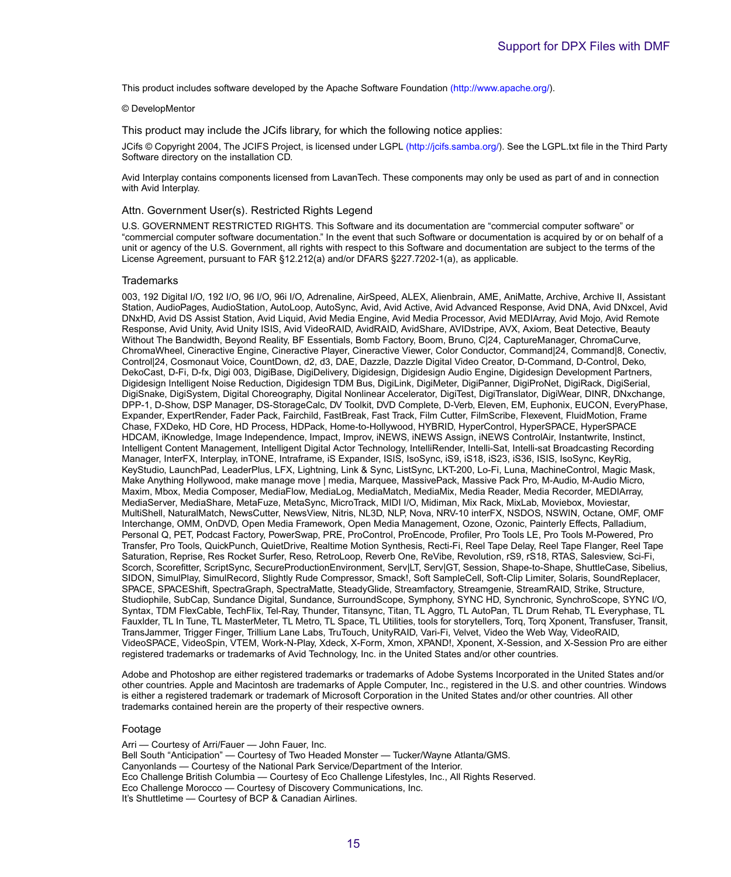This product includes software developed by the Apache Software Foundation (http://www.apache.org/).

© DevelopMentor

### This product may include the JCifs library, for which the following notice applies:

JCifs © Copyright 2004, The JCIFS Project, is licensed under LGPL (http://jcifs.samba.org/). See the LGPL.txt file in the Third Party Software directory on the installation CD.

Avid Interplay contains components licensed from LavanTech. These components may only be used as part of and in connection with Avid Interplay.

### Attn. Government User(s). Restricted Rights Legend

U.S. GOVERNMENT RESTRICTED RIGHTS. This Software and its documentation are “commercial computer software” or “commercial computer software documentation.” In the event that such Software or documentation is acquired by or on behalf of a unit or agency of the U.S. Government, all rights with respect to this Software and documentation are subject to the terms of the License Agreement, pursuant to FAR §12.212(a) and/or DFARS §227.7202-1(a), as applicable.

### Trademarks

003, 192 Digital I/O, 192 I/O, 96 I/O, 96i I/O, Adrenaline, AirSpeed, ALEX, Alienbrain, AME, AniMatte, Archive, Archive II, Assistant Station, AudioPages, AudioStation, AutoLoop, AutoSync, Avid, Avid Active, Avid Advanced Response, Avid DNA, Avid DNxcel, Avid DNxHD, Avid DS Assist Station, Avid Liquid, Avid Media Engine, Avid Media Processor, Avid MEDIArray, Avid Mojo, Avid Remote Response, Avid Unity, Avid Unity ISIS, Avid VideoRAID, AvidRAID, AvidShare, AVIDstripe, AVX, Axiom, Beat Detective, Beauty Without The Bandwidth, Beyond Reality, BF Essentials, Bomb Factory, Boom, Bruno, C|24, CaptureManager, ChromaCurve, ChromaWheel, Cineractive Engine, Cineractive Player, Cineractive Viewer, Color Conductor, Command|24, Command|8, Conectiv, Control|24, Cosmonaut Voice, CountDown, d2, d3, DAE, Dazzle, Dazzle Digital Video Creator, D-Command, D-Control, Deko, DekoCast, D-Fi, D-fx, Digi 003, DigiBase, DigiDelivery, Digidesign, Digidesign Audio Engine, Digidesign Development Partners, Digidesign Intelligent Noise Reduction, Digidesign TDM Bus, DigiLink, DigiMeter, DigiPanner, DigiProNet, DigiRack, DigiSerial, DigiSnake, DigiSystem, Digital Choreography, Digital Nonlinear Accelerator, DigiTest, DigiTranslator, DigiWear, DINR, DNxchange, DPP-1, D-Show, DSP Manager, DS-StorageCalc, DV Toolkit, DVD Complete, D-Verb, Eleven, EM, Euphonix, EUCON, EveryPhase, Expander, ExpertRender, Fader Pack, Fairchild, FastBreak, Fast Track, Film Cutter, FilmScribe, Flexevent, FluidMotion, Frame Chase, FXDeko, HD Core, HD Process, HDPack, Home-to-Hollywood, HYBRID, HyperControl, HyperSPACE, HyperSPACE HDCAM, iKnowledge, Image Independence, Impact, Improv, iNEWS, iNEWS Assign, iNEWS ControlAir, Instantwrite, Instinct, Intelligent Content Management, Intelligent Digital Actor Technology, IntelliRender, Intelli-Sat, Intelli-sat Broadcasting Recording Manager, InterFX, Interplay, inTONE, Intraframe, iS Expander, ISIS, IsoSync, iS9, iS18, iS23, iS36, ISIS, IsoSync, KeyRig, KeyStudio, LaunchPad, LeaderPlus, LFX, Lightning, Link & Sync, ListSync, LKT-200, Lo-Fi, Luna, MachineControl, Magic Mask, Make Anything Hollywood, make manage move | media, Marquee, MassivePack, Massive Pack Pro, M-Audio, M-Audio Micro, Maxim, Mbox, Media Composer, MediaFlow, MediaLog, MediaMatch, MediaMix, Media Reader, Media Recorder, MEDIArray, MediaServer, MediaShare, MetaFuze, MetaSync, MicroTrack, MIDI I/O, Midiman, Mix Rack, MixLab, Moviebox, Moviestar, MultiShell, NaturalMatch, NewsCutter, NewsView, Nitris, NL3D, NLP, Nova, NRV-10 interFX, NSDOS, NSWIN, Octane, OMF, OMF Interchange, OMM, OnDVD, Open Media Framework, Open Media Management, Ozone, Ozonic, Painterly Effects, Palladium, Personal Q, PET, Podcast Factory, PowerSwap, PRE, ProControl, ProEncode, Profiler, Pro Tools LE, Pro Tools M-Powered, Pro Transfer, Pro Tools, QuickPunch, QuietDrive, Realtime Motion Synthesis, Recti-Fi, Reel Tape Delay, Reel Tape Flanger, Reel Tape Saturation, Reprise, Res Rocket Surfer, Reso, RetroLoop, Reverb One, ReVibe, Revolution, rS9, rS18, RTAS, Salesview, Sci-Fi, Scorch, Scorefitter, ScriptSync, SecureProductionEnvironment, Serv|LT, Serv|GT, Session, Shape-to-Shape, ShuttleCase, Sibelius, SIDON, SimulPlay, SimulRecord, Slightly Rude Compressor, Smack!, Soft SampleCell, Soft-Clip Limiter, Solaris, SoundReplacer, SPACE, SPACEShift, SpectraGraph, SpectraMatte, SteadyGlide, Streamfactory, Streamgenie, StreamRAID, Strike, Structure, Studiophile, SubCap, Sundance Digital, Sundance, SurroundScope, Symphony, SYNC HD, Synchronic, SynchroScope, SYNC I/O, Syntax, TDM FlexCable, TechFlix, Tel-Ray, Thunder, Titansync, Titan, TL Aggro, TL AutoPan, TL Drum Rehab, TL Everyphase, TL Fauxlder, TL In Tune, TL MasterMeter, TL Metro, TL Space, TL Utilities, tools for storytellers, Torq, Torq Xponent, Transfuser, Transit, TransJammer, Trigger Finger, Trillium Lane Labs, TruTouch, UnityRAID, Vari-Fi, Velvet, Video the Web Way, VideoRAID, VideoSPACE, VideoSpin, VTEM, Work-N-Play, Xdeck, X-Form, Xmon, XPAND!, Xponent, X-Session, and X-Session Pro are either registered trademarks or trademarks of Avid Technology, Inc. in the United States and/or other countries.

Adobe and Photoshop are either registered trademarks or trademarks of Adobe Systems Incorporated in the United States and/or other countries. Apple and Macintosh are trademarks of Apple Computer, Inc., registered in the U.S. and other countries. Windows is either a registered trademark or trademark of Microsoft Corporation in the United States and/or other countries. All other trademarks contained herein are the property of their respective owners.

### Footage

Arri — Courtesy of Arri/Fauer — John Fauer, Inc.
Bell South “Anticipation” — Courtesy of Two Headed Monster — Tucker/Wayne Atlanta/GMS.
Canyonlands — Courtesy of the National Park Service/Department of the Interior.
Eco Challenge British Columbia — Courtesy of Eco Challenge Lifestyles, Inc., All Rights Reserved.
Eco Challenge Morocco — Courtesy of Discovery Communications, Inc.
It’s Shuttletime — Courtesy of BCP & Canadian Airlines.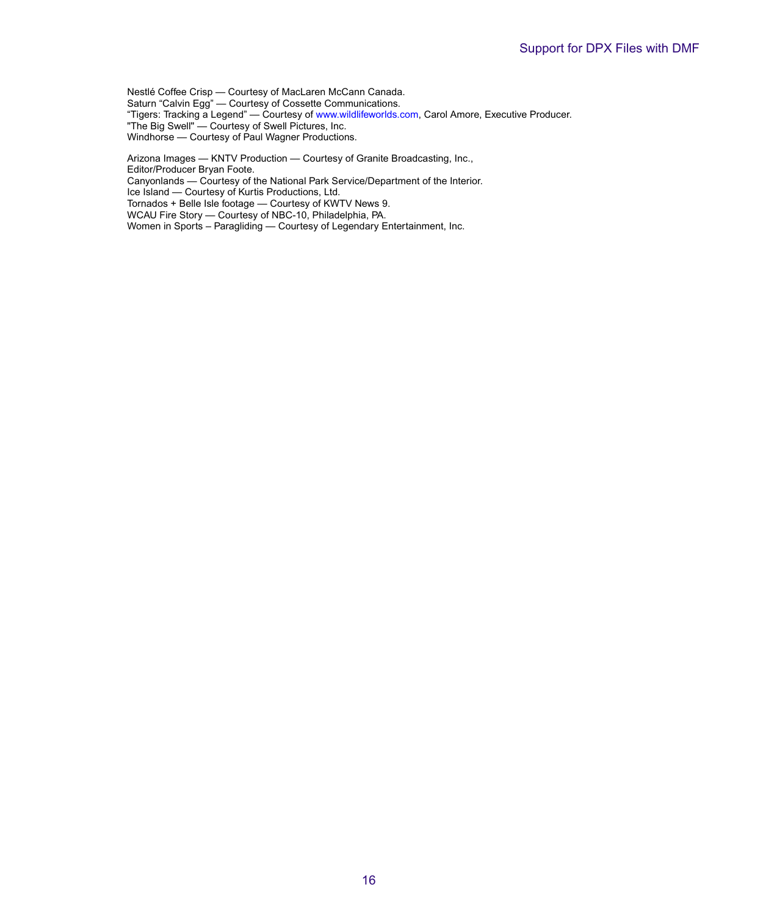Nestlé Coffee Crisp — Courtesy of MacLaren McCann Canada.
Saturn “Calvin Egg” — Courtesy of Cossette Communications.
“Tigers: Tracking a Legend” — Courtesy of www.wildlifeworlds.com, Carol Amore, Executive Producer.
"The Big Swell" — Courtesy of Swell Pictures, Inc.
Windhorse — Courtesy of Paul Wagner Productions.

Arizona Images — KNTV Production — Courtesy of Granite Broadcasting, Inc.,
Editor/Producer Bryan Foote.
Canyonlands — Courtesy of the National Park Service/Department of the Interior.
Ice Island — Courtesy of Kurtis Productions, Ltd.
Tornados + Belle Isle footage — Courtesy of KWTV News 9.
WCAU Fire Story — Courtesy of NBC-10, Philadelphia, PA.
Women in Sports – Paragliding — Courtesy of Legendary Entertainment, Inc.